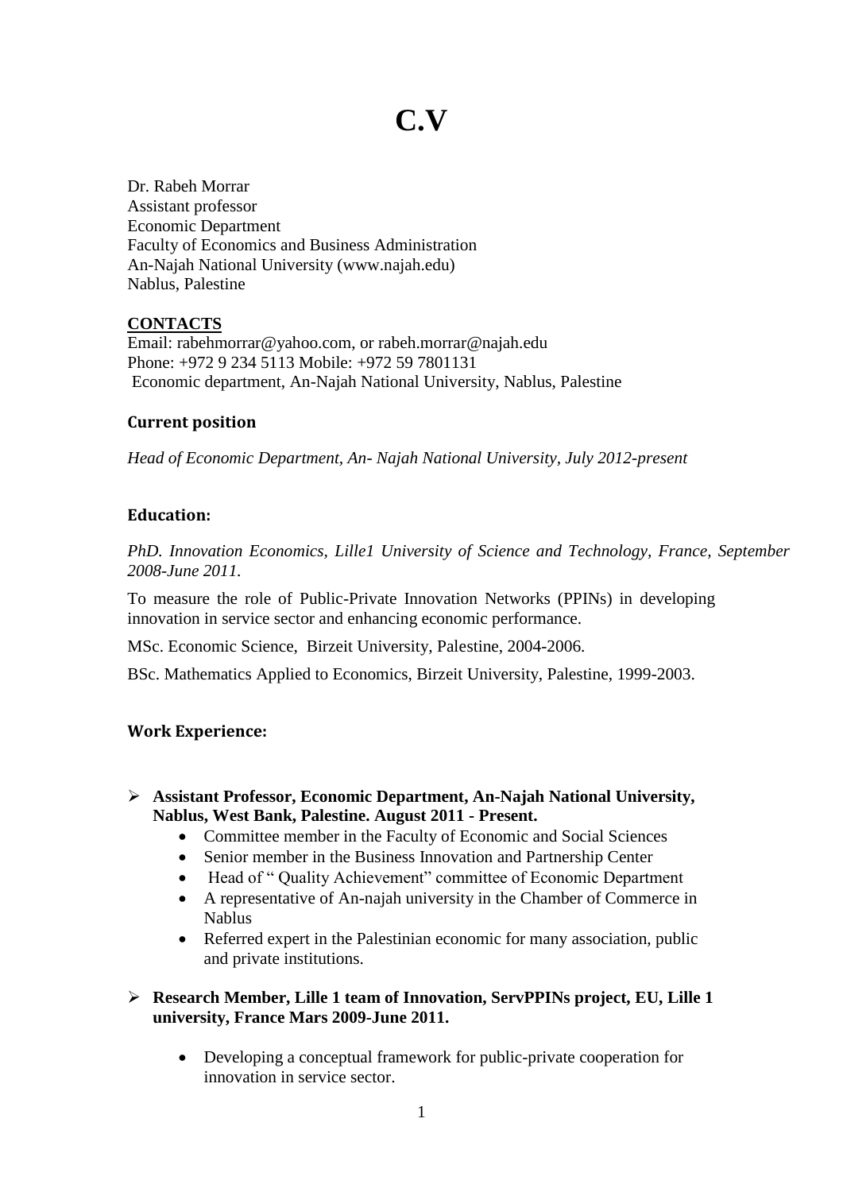# C.V

Dr. Rabeh Morrar
Assistant professor
Economic Department
Faculty of Economics and Business Administration
An-Najah National University (www.najah.edu)
Nablus, Palestine

**CONTACTS**

Email: rabehmorrar@yahoo.com, or rabeh.morrar@najah.edu
Phone: +972 9 234 5113 Mobile: +972 59 7801131
Economic department, An-Najah National University, Nablus, Palestine

### Current position

*Head of Economic Department, An- Najah National University, July 2012-present*

### Education:

*PhD. Innovation Economics, Lille1 University of Science and Technology, France, September 2008-June 2011.*

To measure the role of Public-Private Innovation Networks (PPINs) in developing innovation in service sector and enhancing economic performance.

MSc. Economic Science, Birzeit University, Palestine, 2004-2006.

BSc. Mathematics Applied to Economics, Birzeit University, Palestine, 1999-2003.

### Work Experience:

- **Assistant Professor, Economic Department, An-Najah National University, Nablus, West Bank, Palestine. August 2011 - Present.**
  - Committee member in the Faculty of Economic and Social Sciences
  - Senior member in the Business Innovation and Partnership Center
  - Head of " Quality Achievement" committee of Economic Department
  - A representative of An-najah university in the Chamber of Commerce in Nablus
  - Referred expert in the Palestinian economic for many association, public and private institutions.
- **Research Member, Lille 1 team of Innovation, ServPPINs project, EU, Lille 1 university, France Mars 2009-June 2011.**
  - Developing a conceptual framework for public-private cooperation for innovation in service sector.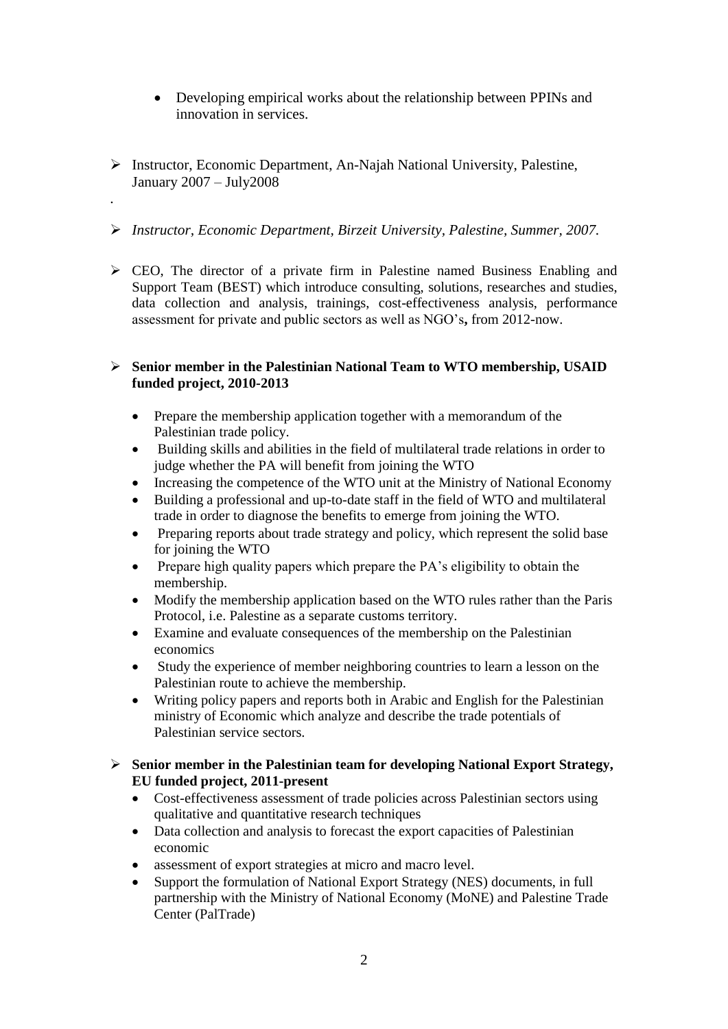- Developing empirical works about the relationship between PPINs and innovation in services.

- Instructor, Economic Department, An-Najah National University, Palestine, January 2007 – July2008

.

- *Instructor, Economic Department, Birzeit University, Palestine, Summer, 2007.*

- CEO, The director of a private firm in Palestine named Business Enabling and Support Team (BEST) which introduce consulting, solutions, researches and studies, data collection and analysis, trainings, cost-effectiveness analysis, performance assessment for private and public sectors as well as NGO's**,** from 2012-now.

- **Senior member in the Palestinian National Team to WTO membership, USAID funded project, 2010-2013**
  - Prepare the membership application together with a memorandum of the Palestinian trade policy.
  - Building skills and abilities in the field of multilateral trade relations in order to judge whether the PA will benefit from joining the WTO
  - Increasing the competence of the WTO unit at the Ministry of National Economy
  - Building a professional and up-to-date staff in the field of WTO and multilateral trade in order to diagnose the benefits to emerge from joining the WTO.
  - Preparing reports about trade strategy and policy, which represent the solid base for joining the WTO
  - Prepare high quality papers which prepare the PA's eligibility to obtain the membership.
  - Modify the membership application based on the WTO rules rather than the Paris Protocol, i.e. Palestine as a separate customs territory.
  - Examine and evaluate consequences of the membership on the Palestinian economics
  - Study the experience of member neighboring countries to learn a lesson on the Palestinian route to achieve the membership.
  - Writing policy papers and reports both in Arabic and English for the Palestinian ministry of Economic which analyze and describe the trade potentials of Palestinian service sectors.

- **Senior member in the Palestinian team for developing National Export Strategy, EU funded project, 2011-present**
  - Cost-effectiveness assessment of trade policies across Palestinian sectors using qualitative and quantitative research techniques
  - Data collection and analysis to forecast the export capacities of Palestinian economic
  - assessment of export strategies at micro and macro level.
  - Support the formulation of National Export Strategy (NES) documents, in full partnership with the Ministry of National Economy (MoNE) and Palestine Trade Center (PalTrade)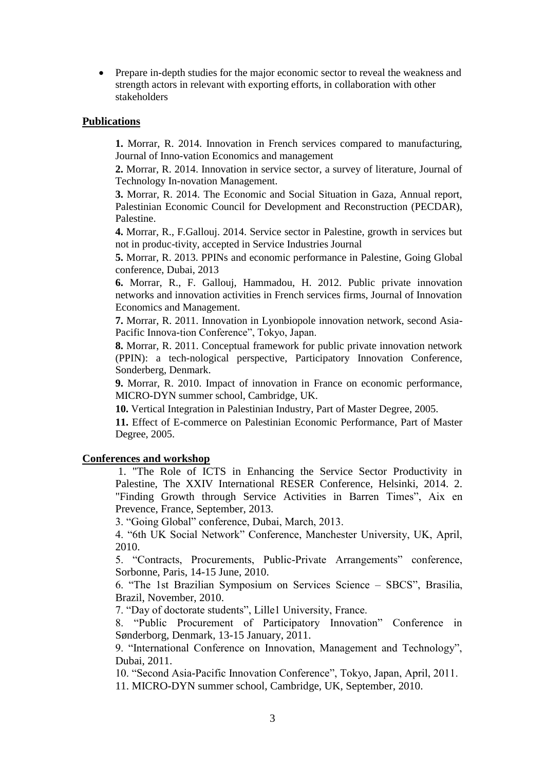- Prepare in-depth studies for the major economic sector to reveal the weakness and strength actors in relevant with exporting efforts, in collaboration with other stakeholders

## **Publications**

**1.** Morrar, R. 2014. Innovation in French services compared to manufacturing, Journal of Inno-vation Economics and management

**2.** Morrar, R. 2014. Innovation in service sector, a survey of literature, Journal of Technology In-novation Management.

**3.** Morrar, R. 2014. The Economic and Social Situation in Gaza, Annual report, Palestinian Economic Council for Development and Reconstruction (PECDAR), Palestine.

**4.** Morrar, R., F.Gallouj. 2014. Service sector in Palestine, growth in services but not in produc-tivity, accepted in Service Industries Journal

**5.** Morrar, R. 2013. PPINs and economic performance in Palestine, Going Global conference, Dubai, 2013

**6.** Morrar, R., F. Gallouj, Hammadou, H. 2012. Public private innovation networks and innovation activities in French services firms, Journal of Innovation Economics and Management.

**7.** Morrar, R. 2011. Innovation in Lyonbiopole innovation network, second Asia-Pacific Innova-tion Conference", Tokyo, Japan.

**8.** Morrar, R. 2011. Conceptual framework for public private innovation network (PPIN): a tech-nological perspective, Participatory Innovation Conference, Sonderberg, Denmark.

**9.** Morrar, R. 2010. Impact of innovation in France on economic performance, MICRO-DYN summer school, Cambridge, UK.

**10.** Vertical Integration in Palestinian Industry, Part of Master Degree, 2005.

**11.** Effect of E-commerce on Palestinian Economic Performance, Part of Master Degree, 2005.

## **Conferences and workshop**

1. "The Role of ICTS in Enhancing the Service Sector Productivity in Palestine, The XXIV International RESER Conference, Helsinki, 2014. 2. "Finding Growth through Service Activities in Barren Times", Aix en Prevence, France, September, 2013.

3. "Going Global" conference, Dubai, March, 2013.

4. "6th UK Social Network" Conference, Manchester University, UK, April, 2010.

5. "Contracts, Procurements, Public-Private Arrangements" conference, Sorbonne, Paris, 14-15 June, 2010.

6. "The 1st Brazilian Symposium on Services Science – SBCS", Brasilia, Brazil, November, 2010.

7. "Day of doctorate students", Lille1 University, France.

8. "Public Procurement of Participatory Innovation" Conference in Sønderborg, Denmark, 13-15 January, 2011.

9. "International Conference on Innovation, Management and Technology", Dubai, 2011.

10. "Second Asia-Pacific Innovation Conference", Tokyo, Japan, April, 2011.

11. MICRO-DYN summer school, Cambridge, UK, September, 2010.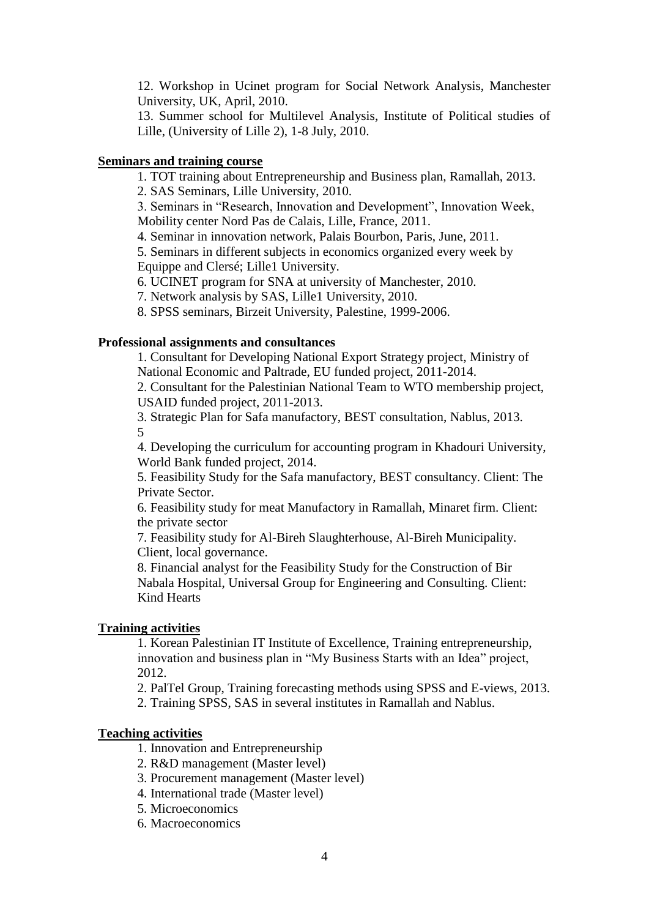12. Workshop in Ucinet program for Social Network Analysis, Manchester University, UK, April, 2010.

13. Summer school for Multilevel Analysis, Institute of Political studies of Lille, (University of Lille 2), 1-8 July, 2010.

## Seminars and training course

1. TOT training about Entrepreneurship and Business plan, Ramallah, 2013.
2. SAS Seminars, Lille University, 2010.
3. Seminars in "Research, Innovation and Development", Innovation Week, Mobility center Nord Pas de Calais, Lille, France, 2011.
4. Seminar in innovation network, Palais Bourbon, Paris, June, 2011.
5. Seminars in different subjects in economics organized every week by Equippe and Clersé; Lille1 University.
6. UCINET program for SNA at university of Manchester, 2010.
7. Network analysis by SAS, Lille1 University, 2010.
8. SPSS seminars, Birzeit University, Palestine, 1999-2006.

## Professional assignments and consultances

1. Consultant for Developing National Export Strategy project, Ministry of National Economic and Paltrade, EU funded project, 2011-2014.
2. Consultant for the Palestinian National Team to WTO membership project, USAID funded project, 2011-2013.
3. Strategic Plan for Safa manufactory, BEST consultation, Nablus, 2013.
5
4. Developing the curriculum for accounting program in Khadouri University, World Bank funded project, 2014.
5. Feasibility Study for the Safa manufactory, BEST consultancy. Client: The Private Sector.
6. Feasibility study for meat Manufactory in Ramallah, Minaret firm. Client: the private sector
7. Feasibility study for Al-Bireh Slaughterhouse, Al-Bireh Municipality. Client, local governance.
8. Financial analyst for the Feasibility Study for the Construction of Bir Nabala Hospital, Universal Group for Engineering and Consulting. Client: Kind Hearts

## Training activities

1. Korean Palestinian IT Institute of Excellence, Training entrepreneurship, innovation and business plan in "My Business Starts with an Idea" project, 2012.
2. PalTel Group, Training forecasting methods using SPSS and E-views, 2013.
2. Training SPSS, SAS in several institutes in Ramallah and Nablus.

## Teaching activities

1. Innovation and Entrepreneurship
2. R&D management (Master level)
3. Procurement management (Master level)
4. International trade (Master level)
5. Microeconomics
6. Macroeconomics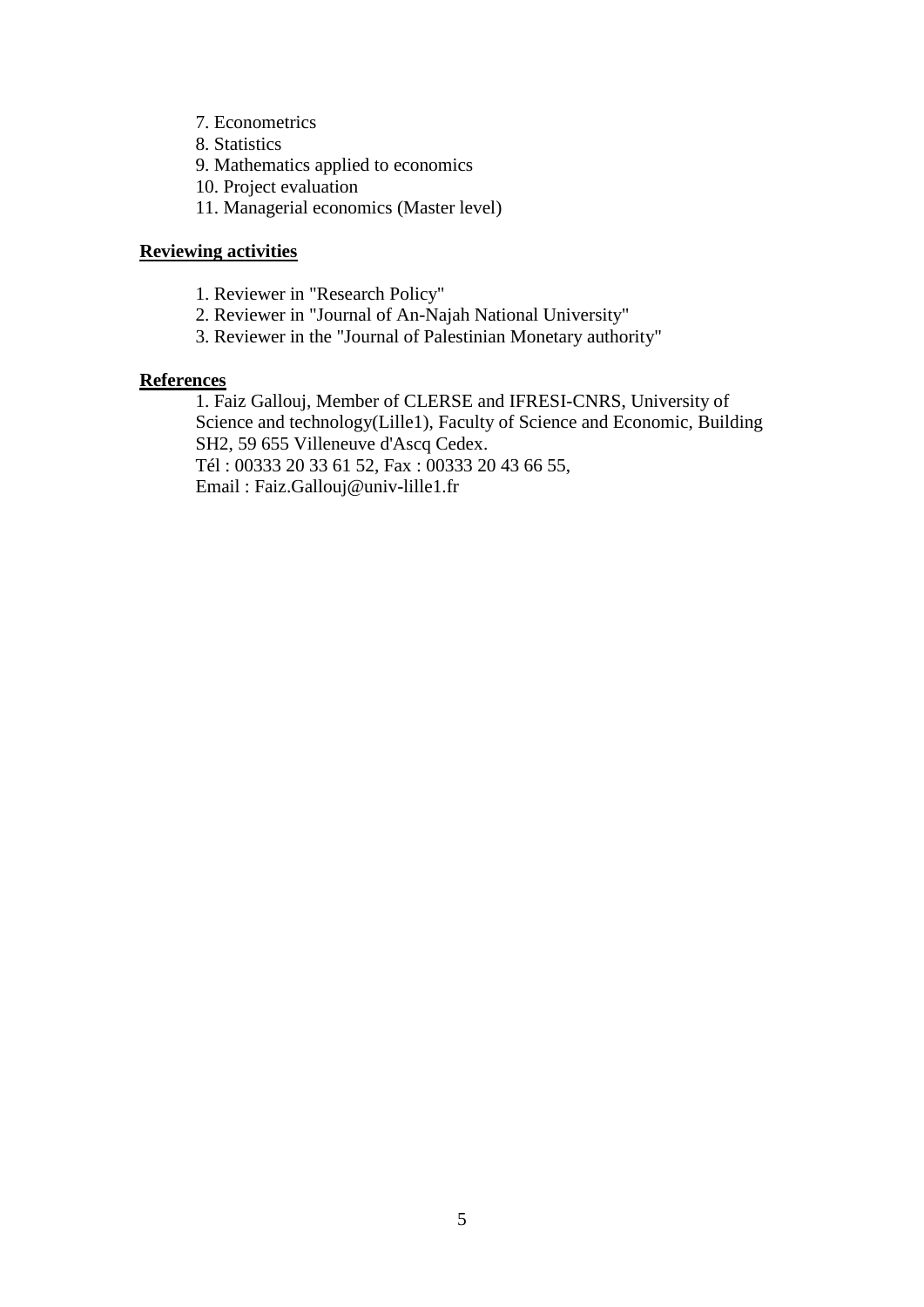7. Econometrics
8. Statistics
9. Mathematics applied to economics
10. Project evaluation
11. Managerial economics (Master level)

**Reviewing activities**

1. Reviewer in "Research Policy"
2. Reviewer in "Journal of An-Najah National University"
3. Reviewer in the "Journal of Palestinian Monetary authority"

**References**

1. Faiz Gallouj, Member of CLERSE and IFRESI-CNRS, University of Science and technology(Lille1), Faculty of Science and Economic, Building SH2, 59 655 Villeneuve d'Ascq Cedex.
Tél : 00333 20 33 61 52, Fax : 00333 20 43 66 55,
Email : Faiz.Gallouj@univ-lille1.fr